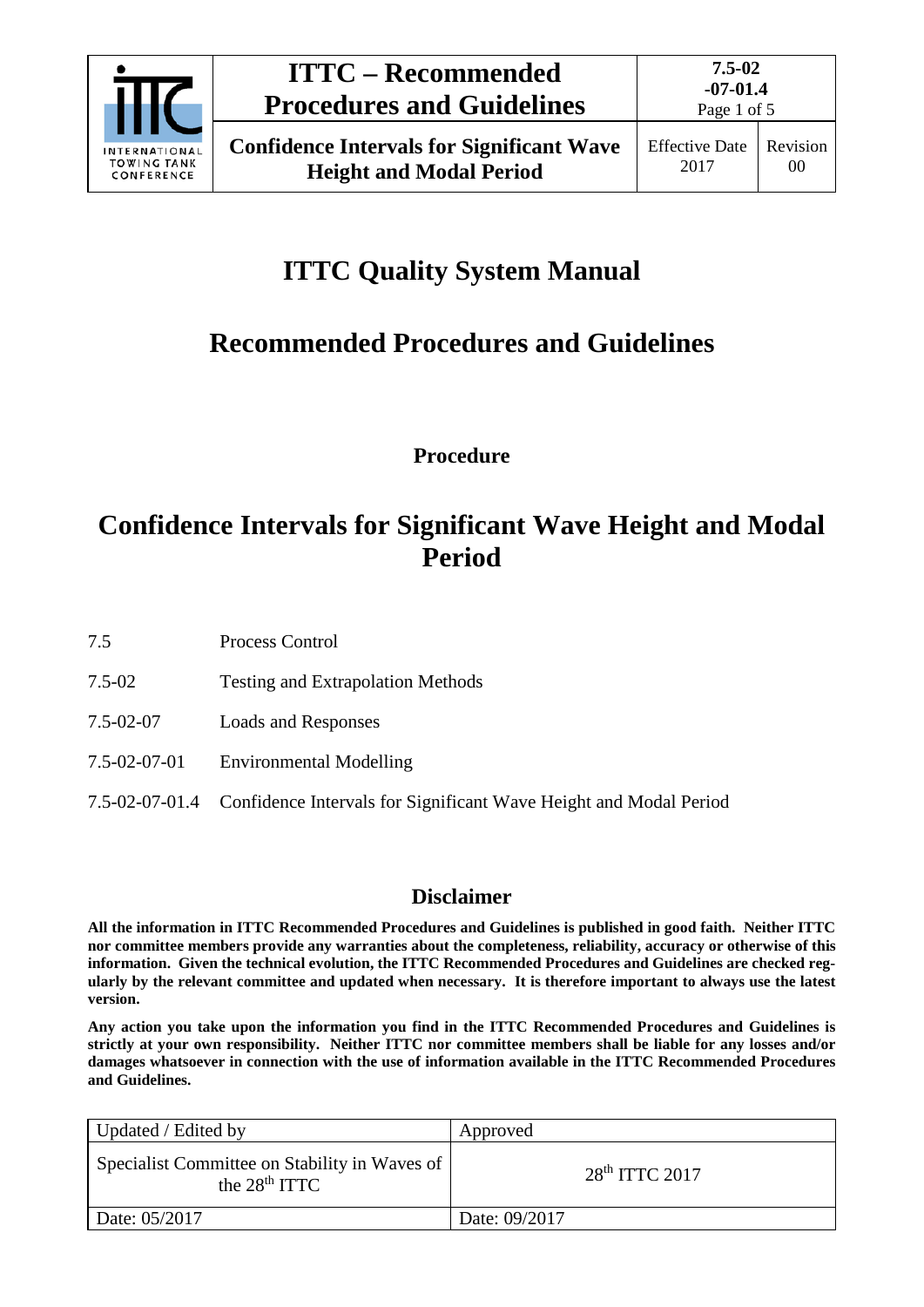# ITTC Quality System Manual

## Recommended Procedures and Guidelines

**Procedure**

# Confidence Intervals for Significant Wave Height and Modal Period

| | |
|---|---|
| 7.5 | Process Control |
| 7.5-02 | Testing and Extrapolation Methods |
| 7.5-02-07 | Loads and Responses |
| 7.5-02-07-01 | Environmental Modelling |
| 7.5-02-07-01.4 | Confidence Intervals for Significant Wave Height and Modal Period |

## Disclaimer

**All the information in ITTC Recommended Procedures and Guidelines is published in good faith. Neither ITTC nor committee members provide any warranties about the completeness, reliability, accuracy or otherwise of this information. Given the technical evolution, the ITTC Recommended Procedures and Guidelines are checked regularly by the relevant committee and updated when necessary. It is therefore important to always use the latest version.**

**Any action you take upon the information you find in the ITTC Recommended Procedures and Guidelines is strictly at your own responsibility. Neither ITTC nor committee members shall be liable for any losses and/or damages whatsoever in connection with the use of information available in the ITTC Recommended Procedures and Guidelines.**

| Updated / Edited by | Approved |
|---|---|
| Specialist Committee on Stability in Waves of the 28th ITTC | 28th ITTC 2017 |
| Date: 05/2017 | Date: 09/2017 |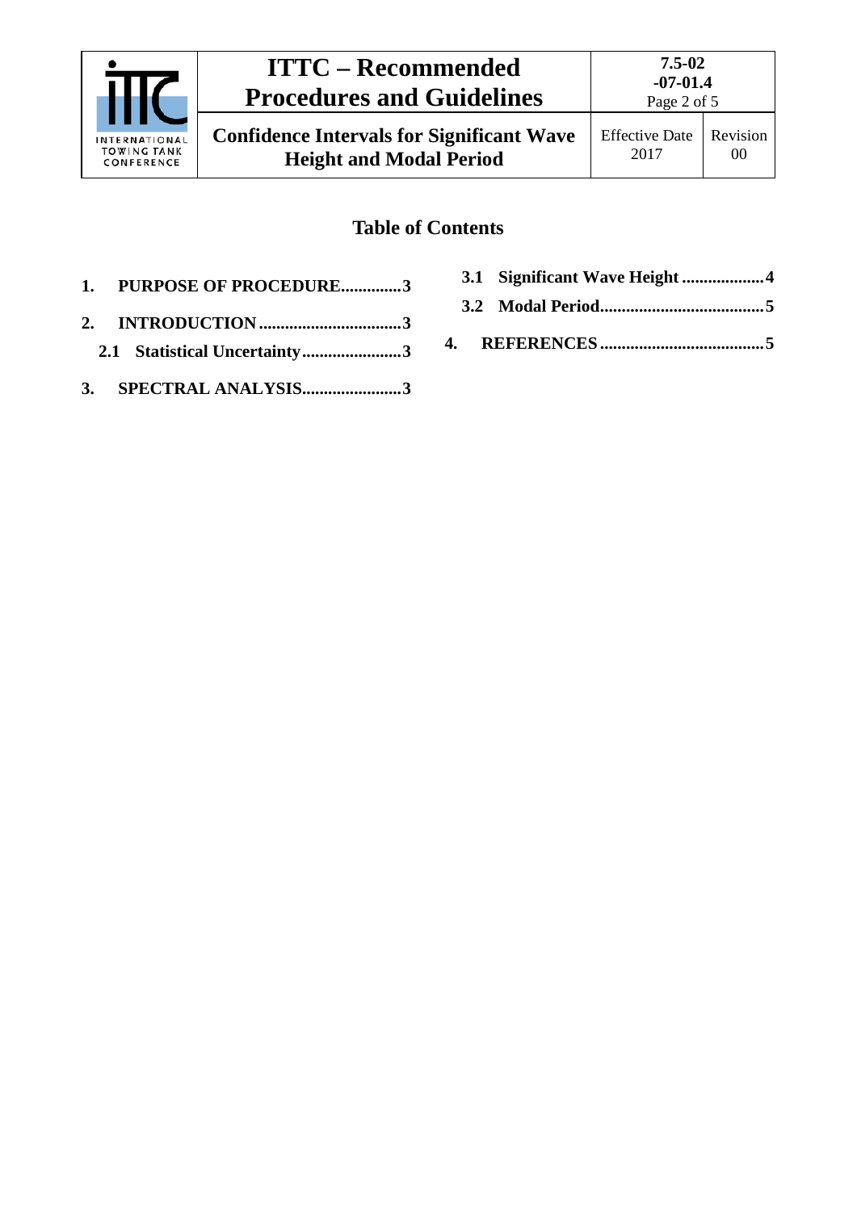## Table of Contents

1. **PURPOSE OF PROCEDURE..............3**
2. **INTRODUCTION ................................3**
   - **2.1 Statistical Uncertainty.......................3**
3. **SPECTRAL ANALYSIS.......................3**
   - **3.1 Significant Wave Height ...................4**
   - **3.2 Modal Period.....................................5**
4. **REFERENCES .....................................5**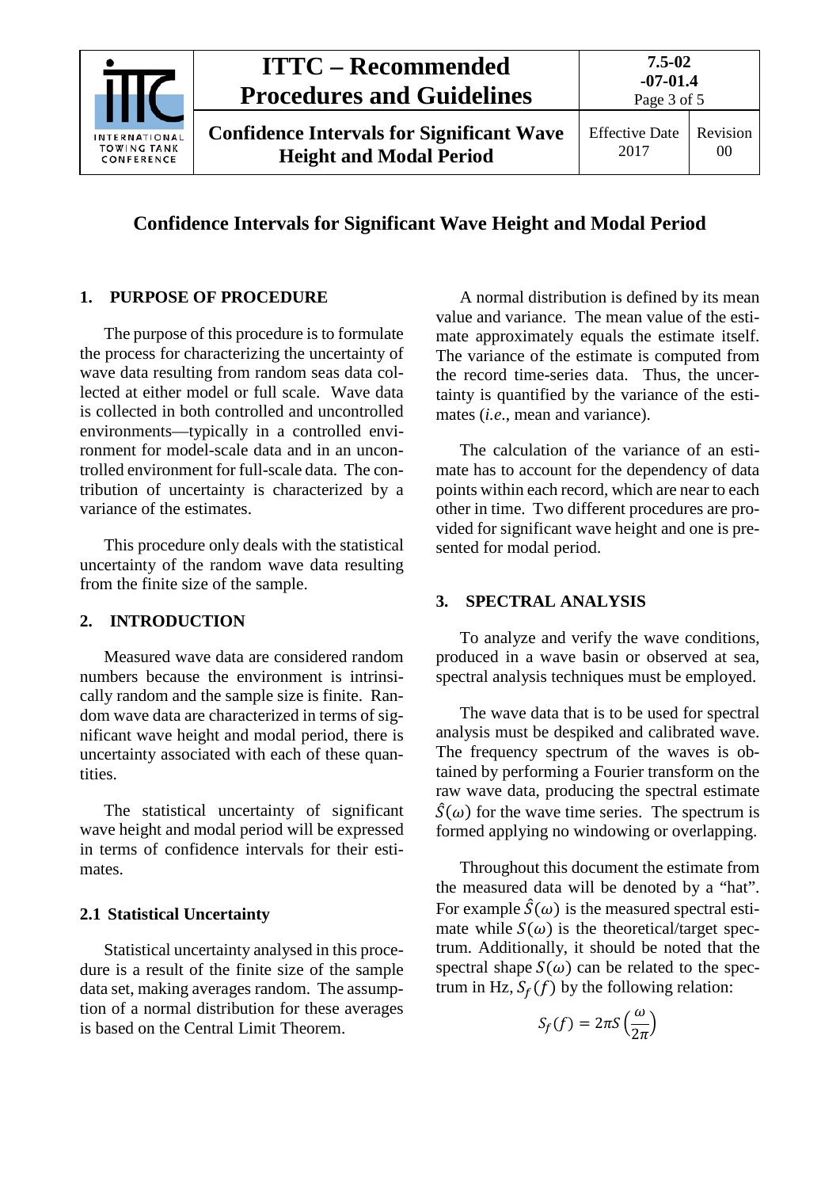# Confidence Intervals for Significant Wave Height and Modal Period

## 1. PURPOSE OF PROCEDURE

The purpose of this procedure is to formulate the process for characterizing the uncertainty of wave data resulting from random seas data collected at either model or full scale. Wave data is collected in both controlled and uncontrolled environments—typically in a controlled environment for model-scale data and in an uncontrolled environment for full-scale data. The contribution of uncertainty is characterized by a variance of the estimates.

This procedure only deals with the statistical uncertainty of the random wave data resulting from the finite size of the sample.

## 2. INTRODUCTION

Measured wave data are considered random numbers because the environment is intrinsically random and the sample size is finite. Random wave data are characterized in terms of significant wave height and modal period, there is uncertainty associated with each of these quantities.

The statistical uncertainty of significant wave height and modal period will be expressed in terms of confidence intervals for their estimates.

### 2.1 Statistical Uncertainty

Statistical uncertainty analysed in this procedure is a result of the finite size of the sample data set, making averages random. The assumption of a normal distribution for these averages is based on the Central Limit Theorem.

A normal distribution is defined by its mean value and variance. The mean value of the estimate approximately equals the estimate itself. The variance of the estimate is computed from the record time-series data. Thus, the uncertainty is quantified by the variance of the estimates (*i.e.*, mean and variance).

The calculation of the variance of an estimate has to account for the dependency of data points within each record, which are near to each other in time. Two different procedures are provided for significant wave height and one is presented for modal period.

## 3. SPECTRAL ANALYSIS

To analyze and verify the wave conditions, produced in a wave basin or observed at sea, spectral analysis techniques must be employed.

The wave data that is to be used for spectral analysis must be despiked and calibrated wave. The frequency spectrum of the waves is obtained by performing a Fourier transform on the raw wave data, producing the spectral estimate $\hat{S}(\omega)$ for the wave time series. The spectrum is formed applying no windowing or overlapping.

Throughout this document the estimate from the measured data will be denoted by a "hat". For example $\hat{S}(\omega)$ is the measured spectral estimate while $S(\omega)$ is the theoretical/target spectrum. Additionally, it should be noted that the spectral shape $S(\omega)$ can be related to the spectrum in Hz, $S_f(f)$ by the following relation:

$$S_f(f) = 2\pi S\left(\frac{\omega}{2\pi}\right)$$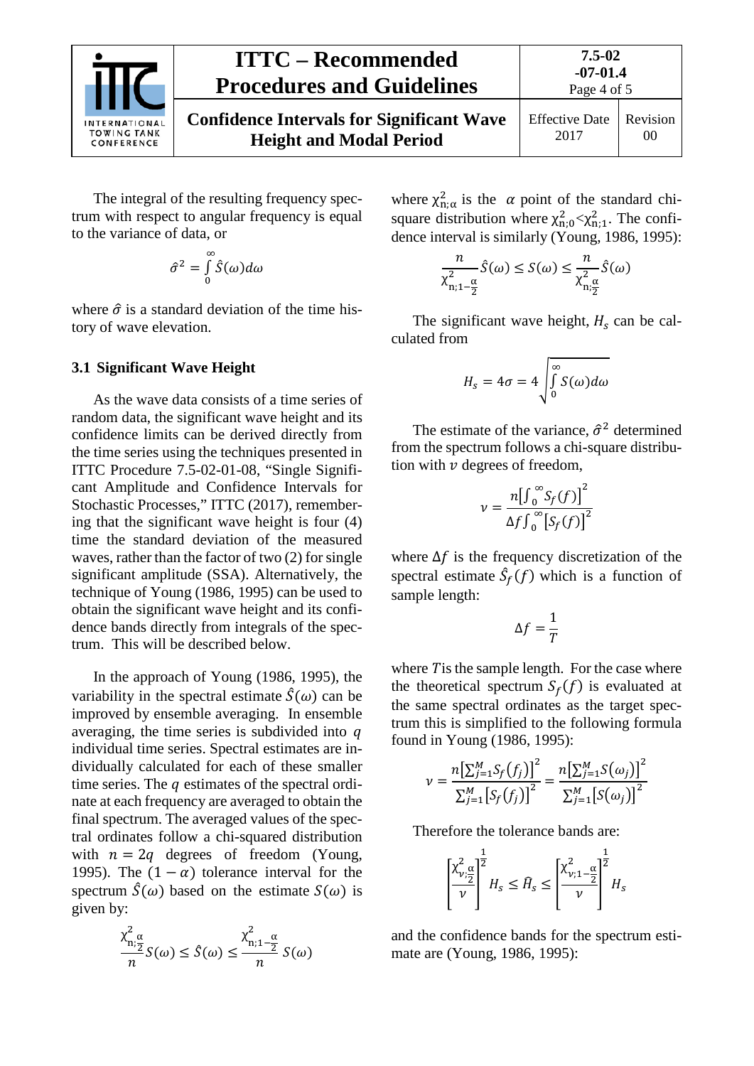The integral of the resulting frequency spectrum with respect to angular frequency is equal to the variance of data, or

$$\hat{\sigma}^2 = \int_0^\infty \hat{S}(\omega)d\omega$$

where $\hat{\sigma}$ is a standard deviation of the time history of wave elevation.

### 3.1 Significant Wave Height

As the wave data consists of a time series of random data, the significant wave height and its confidence limits can be derived directly from the time series using the techniques presented in ITTC Procedure 7.5-02-01-08, "Single Significant Amplitude and Confidence Intervals for Stochastic Processes," ITTC (2017), remembering that the significant wave height is four (4) time the standard deviation of the measured waves, rather than the factor of two (2) for single significant amplitude (SSA). Alternatively, the technique of Young (1986, 1995) can be used to obtain the significant wave height and its confidence bands directly from integrals of the spectrum. This will be described below.

In the approach of Young (1986, 1995), the variability in the spectral estimate $\hat{S}(\omega)$ can be improved by ensemble averaging. In ensemble averaging, the time series is subdivided into $q$ individual time series. Spectral estimates are individually calculated for each of these smaller time series. The $q$ estimates of the spectral ordinate at each frequency are averaged to obtain the final spectrum. The averaged values of the spectral ordinates follow a chi-squared distribution with $n = 2q$ degrees of freedom (Young, 1995). The $(1-\alpha)$ tolerance interval for the spectrum $\hat{S}(\omega)$ based on the estimate $S(\omega)$ is given by:

$$\frac{\chi^2_{n;\frac{\alpha}{2}}}{n} S(\omega) \leq \hat{S}(\omega) \leq \frac{\chi^2_{n;1-\frac{\alpha}{2}}}{n} S(\omega)$$

where $\chi^2_{n;\alpha}$ is the $\alpha$ point of the standard chi-square distribution where $\chi^2_{n;0} < \chi^2_{n;1}$. The confidence interval is similarly (Young, 1986, 1995):

$$\frac{n}{\chi^2_{n;1-\frac{\alpha}{2}}} \hat{S}(\omega) \leq S(\omega) \leq \frac{n}{\chi^2_{n;\frac{\alpha}{2}}} \hat{S}(\omega)$$

The significant wave height, $H_s$ can be calculated from

$$H_s = 4\sigma = 4\sqrt{\int_0^\infty S(\omega)d\omega}$$

The estimate of the variance, $\hat{\sigma}^2$ determined from the spectrum follows a chi-square distribution with $\nu$ degrees of freedom,

$$\nu = \frac{n\left[\int_0^\infty S_f(f)\right]^2}{\Delta f \int_0^\infty \left[S_f(f)\right]^2}$$

where $\Delta f$ is the frequency discretization of the spectral estimate $\hat{S}_f(f)$ which is a function of sample length:

$$\Delta f = \frac{1}{T}$$

where $T$ is the sample length. For the case where the theoretical spectrum $S_f(f)$ is evaluated at the same spectral ordinates as the target spectrum this is simplified to the following formula found in Young (1986, 1995):

$$\nu = \frac{n\left[\sum_{j=1}^{M} S_f(f_j)\right]^2}{\sum_{j=1}^{M}\left[S_f(f_j)\right]^2} = \frac{n\left[\sum_{j=1}^{M} S(\omega_j)\right]^2}{\sum_{j=1}^{M}\left[S(\omega_j)\right]^2}$$

Therefore the tolerance bands are:

$$\left[\frac{\chi^2_{\nu;\frac{\alpha}{2}}}{\nu}\right]^{\frac{1}{2}} H_s \leq \hat{H}_s \leq \left[\frac{\chi^2_{\nu;1-\frac{\alpha}{2}}}{\nu}\right]^{\frac{1}{2}} H_s$$

and the confidence bands for the spectrum estimate are (Young, 1986, 1995):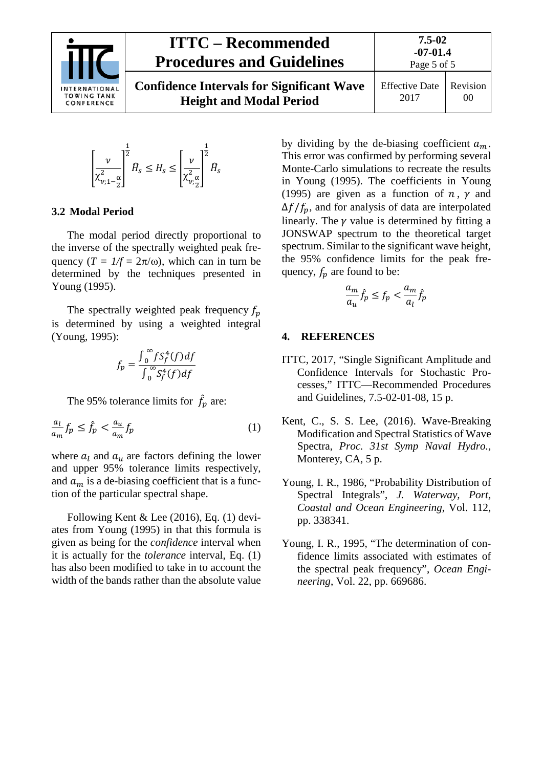$$\left[\frac{\nu}{\chi^2_{\nu;1-\frac{\alpha}{2}}}\right]^{\frac{1}{2}} \hat{H}_s \le H_s \le \left[\frac{\nu}{\chi^2_{\nu;\frac{\alpha}{2}}}\right]^{\frac{1}{2}} \hat{H}_s$$

### 3.2 Modal Period

The modal period directly proportional to the inverse of the spectrally weighted peak frequency ($T = 1/f = 2\pi/\omega$), which can in turn be determined by the techniques presented in Young (1995).

The spectrally weighted peak frequency $f_p$ is determined by using a weighted integral (Young, 1995):

$$f_p = \frac{\int_0^\infty f S_f^4(f)\,df}{\int_0^\infty S_f^4(f)\,df}$$

The 95% tolerance limits for $\hat{f}_p$ are:

$$\frac{a_l}{a_m} f_p \le \hat{f}_p < \frac{a_u}{a_m} f_p \qquad (1)$$

where $a_l$ and $a_u$ are factors defining the lower and upper 95% tolerance limits respectively, and $a_m$ is a de-biasing coefficient that is a function of the particular spectral shape.

Following Kent & Lee (2016), Eq. (1) deviates from Young (1995) in that this formula is given as being for the *confidence* interval when it is actually for the *tolerance* interval, Eq. (1) has also been modified to take in to account the width of the bands rather than the absolute value by dividing by the de-biasing coefficient $a_m$. This error was confirmed by performing several Monte-Carlo simulations to recreate the results in Young (1995). The coefficients in Young (1995) are given as a function of $n$, $\gamma$ and $\Delta f / f_p$, and for analysis of data are interpolated linearly. The $\gamma$ value is determined by fitting a JONSWAP spectrum to the theoretical target spectrum. Similar to the significant wave height, the 95% confidence limits for the peak frequency, $f_p$ are found to be:

$$\frac{a_m}{a_u} \hat{f}_p \le f_p < \frac{a_m}{a_l} \hat{f}_p$$

## 4. REFERENCES

ITTC, 2017, "Single Significant Amplitude and Confidence Intervals for Stochastic Processes," ITTC—Recommended Procedures and Guidelines, 7.5-02-01-08, 15 p.

Kent, C., S. S. Lee, (2016). Wave-Breaking Modification and Spectral Statistics of Wave Spectra, *Proc. 31st Symp Naval Hydro.*, Monterey, CA, 5 p.

Young, I. R., 1986, "Probability Distribution of Spectral Integrals", *J. Waterway, Port, Coastal and Ocean Engineering*, Vol. 112, pp. 338341.

Young, I. R., 1995, "The determination of confidence limits associated with estimates of the spectral peak frequency", *Ocean Engineering*, Vol. 22, pp. 669686.